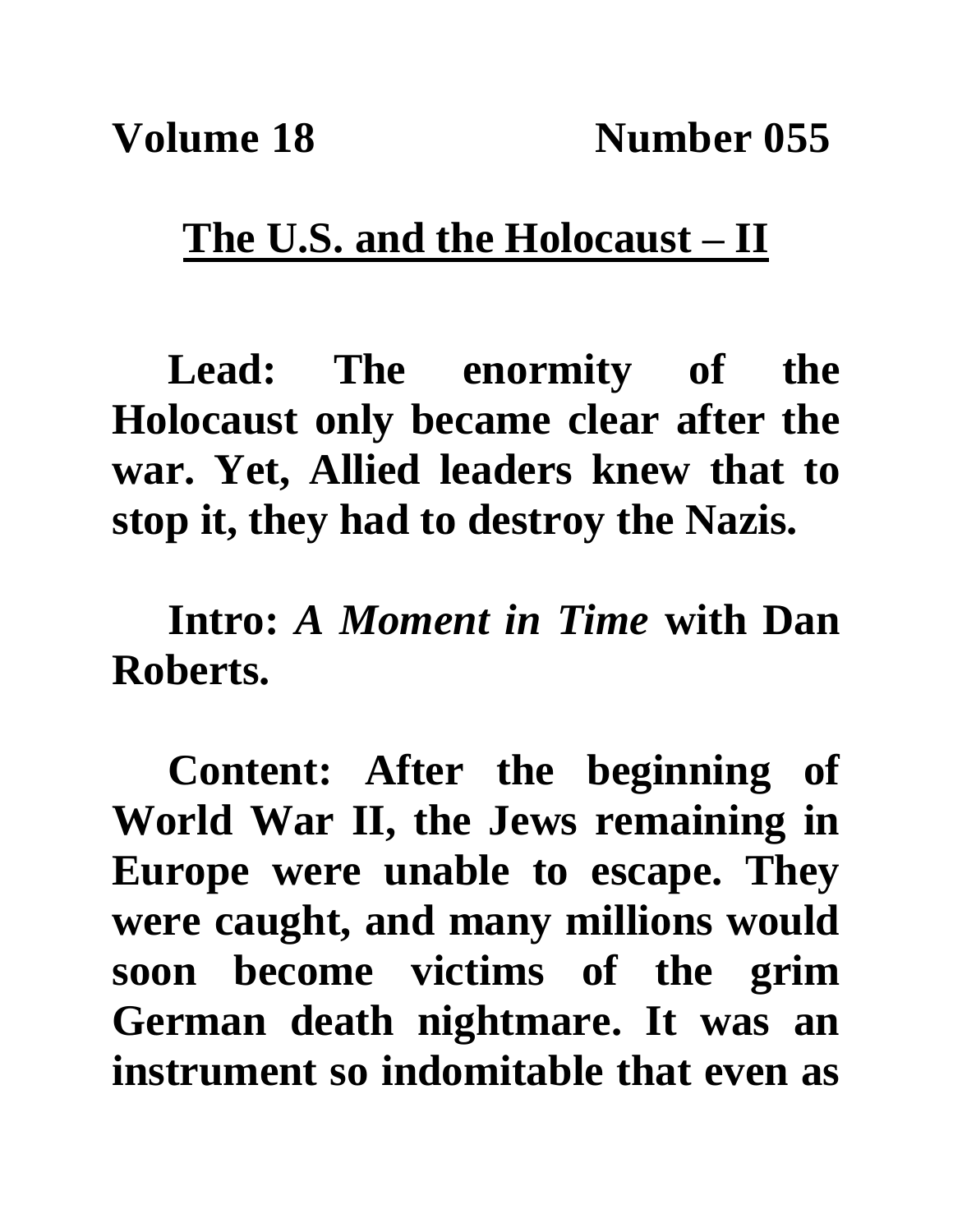**Volume 18 Number 055**

# The U.S. and the Holocaust – II

**Lead:** The enormity of the Holocaust only became clear after the war. Yet, Allied leaders knew that to stop it, they had to destroy the Nazis.

**Intro:** *A Moment in Time* with Dan Roberts.

**Content:** After the beginning of World War II, the Jews remaining in Europe were unable to escape. They were caught, and many millions would soon become victims of the grim German death nightmare. It was an instrument so indomitable that even as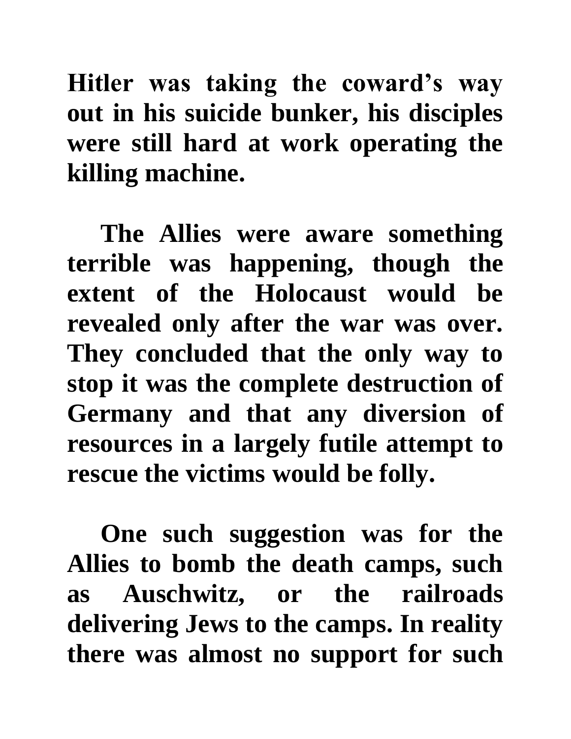Hitler was taking the coward's way out in his suicide bunker, his disciples were still hard at work operating the killing machine.

The Allies were aware something terrible was happening, though the extent of the Holocaust would be revealed only after the war was over. They concluded that the only way to stop it was the complete destruction of Germany and that any diversion of resources in a largely futile attempt to rescue the victims would be folly.

One such suggestion was for the Allies to bomb the death camps, such as Auschwitz, or the railroads delivering Jews to the camps. In reality there was almost no support for such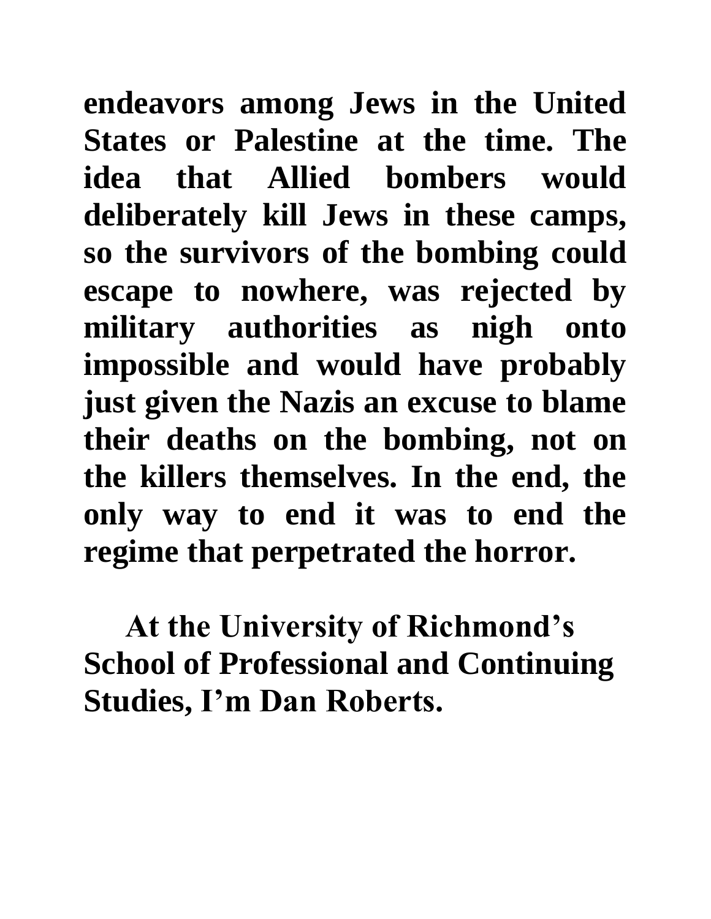**endeavors among Jews in the United States or Palestine at the time. The idea that Allied bombers would deliberately kill Jews in these camps, so the survivors of the bombing could escape to nowhere, was rejected by military authorities as nigh onto impossible and would have probably just given the Nazis an excuse to blame their deaths on the bombing, not on the killers themselves. In the end, the only way to end it was to end the regime that perpetrated the horror.**

**At the University of Richmond's School of Professional and Continuing Studies, I'm Dan Roberts.**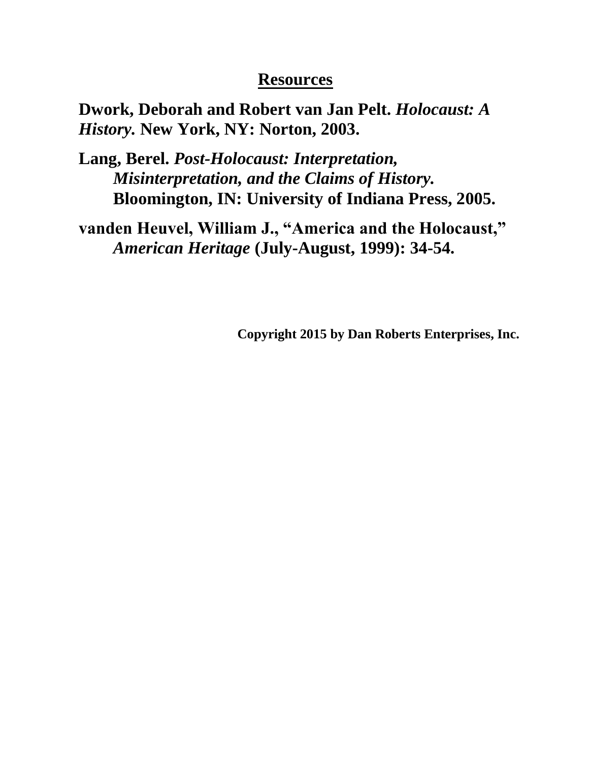## Resources

**Dwork, Deborah and Robert van Jan Pelt.** ***Holocaust: A History.*** **New York, NY: Norton, 2003.**

**Lang, Berel.** ***Post-Holocaust: Interpretation, Misinterpretation, and the Claims of History.*** **Bloomington, IN: University of Indiana Press, 2005.**

**vanden Heuvel, William J., "America and the Holocaust,"** ***American Heritage*** **(July-August, 1999): 34-54.**

**Copyright 2015 by Dan Roberts Enterprises, Inc.**